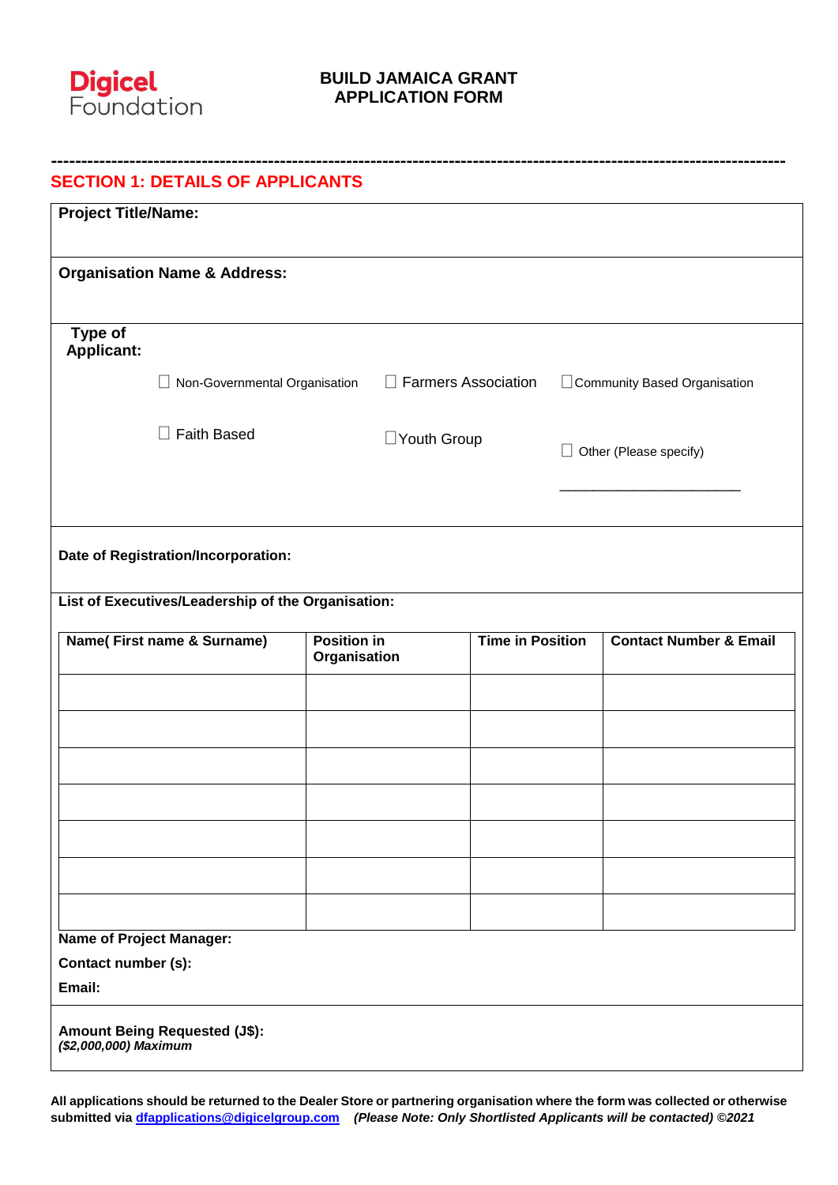**Digicel Foundation**

# BUILD JAMAICA GRANT APPLICATION FORM

---

## SECTION 1: DETAILS OF APPLICANTS

**Project Title/Name:**

**Organisation Name & Address:**

**Type of Applicant:**

☐ Non-Governmental Organisation ☐ Farmers Association ☐ Community Based Organisation

☐ Faith Based ☐ Youth Group ☐ Other (Please specify)

_______________________

**Date of Registration/Incorporation:**

**List of Executives/Leadership of the Organisation:**

| Name( First name & Surname) | Position in Organisation | Time in Position | Contact Number & Email |
|---|---|---|---|
| | | | |
| | | | |
| | | | |
| | | | |
| | | | |
| | | | |
| | | | |

**Name of Project Manager:**

**Contact number (s):**

**Email:**

**Amount Being Requested (J$):**
***($2,000,000) Maximum***

**All applications should be returned to the Dealer Store or partnering organisation where the form was collected or otherwise submitted via dfapplications@digicelgroup.com** ***(Please Note: Only Shortlisted Applicants will be contacted) ©2021***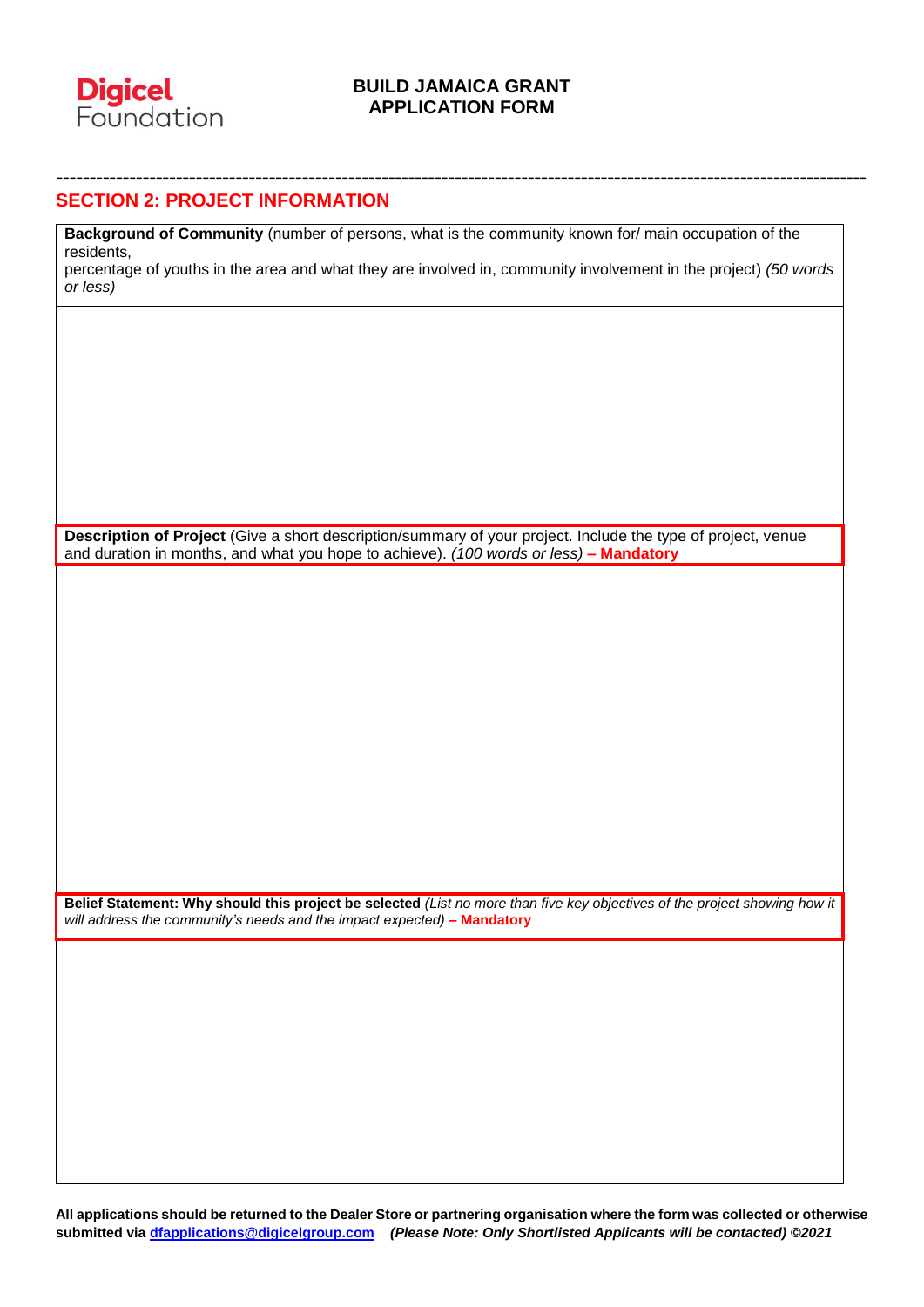**BUILD JAMAICA GRANT APPLICATION FORM**

## SECTION 2: PROJECT INFORMATION

**Background of Community** (number of persons, what is the community known for/ main occupation of the residents,
percentage of youths in the area and what they are involved in, community involvement in the project) *(50 words or less)*

**Description of Project** (Give a short description/summary of your project. Include the type of project, venue and duration in months, and what you hope to achieve). *(100 words or less)* **– Mandatory**

**Belief Statement: Why should this project be selected** *(List no more than five key objectives of the project showing how it will address the community's needs and the impact expected)* **– Mandatory**

**All applications should be returned to the Dealer Store or partnering organisation where the form was collected or otherwise submitted via [dfapplications@digicelgroup.com](mailto:dfapplications@digicelgroup.com)** ***(Please Note: Only Shortlisted Applicants will be contacted) ©2021***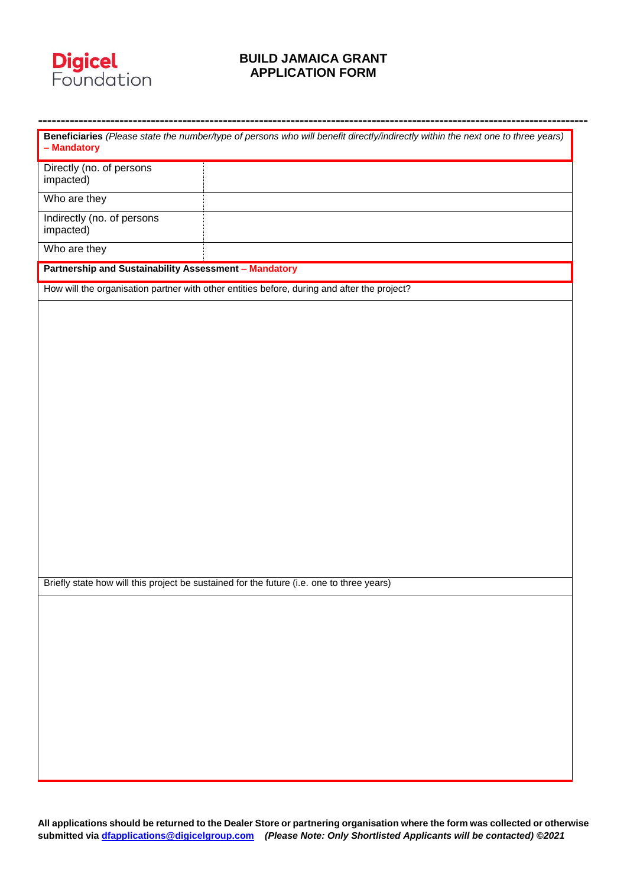**Digicel Foundation**

# BUILD JAMAICA GRANT APPLICATION FORM

---

**Beneficiaries** *(Please state the number/type of persons who will benefit directly/indirectly within the next one to three years)* **– Mandatory**

| | |
|---|---|
| Directly (no. of persons impacted) | |
| Who are they | |
| Indirectly (no. of persons impacted) | |
| Who are they | |

**Partnership and Sustainability Assessment – Mandatory**

How will the organisation partner with other entities before, during and after the project?

Briefly state how will this project be sustained for the future (i.e. one to three years)

**All applications should be returned to the Dealer Store or partnering organisation where the form was collected or otherwise submitted via dfapplications@digicelgroup.com** ***(Please Note: Only Shortlisted Applicants will be contacted) ©2021***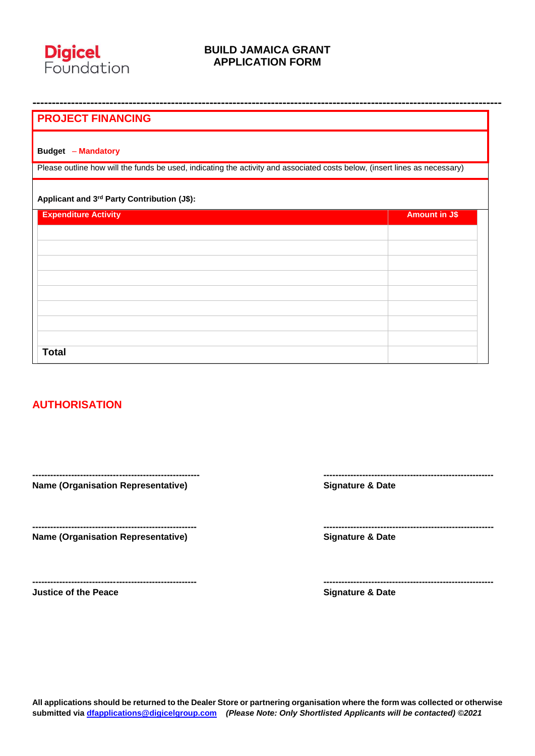**Digicel Foundation**

## BUILD JAMAICA GRANT APPLICATION FORM

---

## PROJECT FINANCING

**Budget** – **Mandatory**

Please outline how will the funds be used, indicating the activity and associated costs below, (insert lines as necessary)

**Applicant and 3rd Party Contribution (J$):**

| Expenditure Activity | Amount in J$ |
|---|---|
| | |
| | |
| | |
| | |
| | |
| | |
| | |
| | |
| **Total** | |

## AUTHORISATION

---------------------------------------------------------
**Name (Organisation Representative)**

---------------------------------------------------------
**Signature & Date**

---------------------------------------------------------
**Name (Organisation Representative)**

---------------------------------------------------------
**Signature & Date**

---------------------------------------------------------
**Justice of the Peace**

---------------------------------------------------------
**Signature & Date**

**All applications should be returned to the Dealer Store or partnering organisation where the form was collected or otherwise submitted via dfapplications@digicelgroup.com** ***(Please Note: Only Shortlisted Applicants will be contacted) ©2021***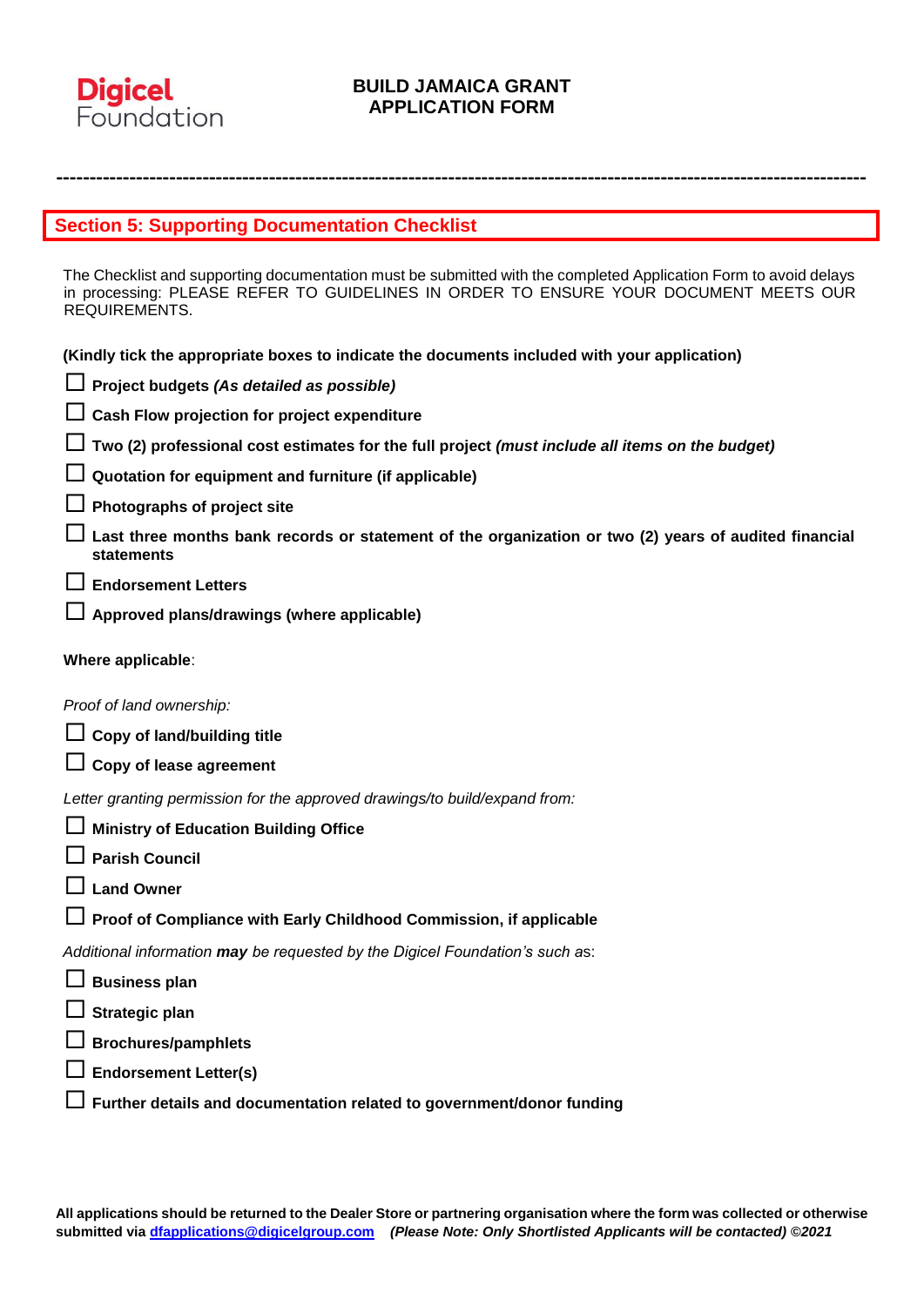**Digicel Foundation**

**BUILD JAMAICA GRANT APPLICATION FORM**

---

## Section 5: Supporting Documentation Checklist

The Checklist and supporting documentation must be submitted with the completed Application Form to avoid delays in processing: PLEASE REFER TO GUIDELINES IN ORDER TO ENSURE YOUR DOCUMENT MEETS OUR REQUIREMENTS.

**(Kindly tick the appropriate boxes to indicate the documents included with your application)**

- ☐ **Project budgets *(As detailed as possible)***
- ☐ **Cash Flow projection for project expenditure**
- ☐ **Two (2) professional cost estimates for the full project *(must include all items on the budget)***
- ☐ **Quotation for equipment and furniture (if applicable)**
- ☐ **Photographs of project site**
- ☐ **Last three months bank records or statement of the organization or two (2) years of audited financial statements**
- ☐ **Endorsement Letters**
- ☐ **Approved plans/drawings (where applicable)**

**Where applicable**:

*Proof of land ownership:*

- ☐ **Copy of land/building title**
- ☐ **Copy of lease agreement**

*Letter granting permission for the approved drawings/to build/expand from:*

- ☐ **Ministry of Education Building Office**
- ☐ **Parish Council**
- ☐ **Land Owner**
- ☐ **Proof of Compliance with Early Childhood Commission, if applicable**

*Additional information **may** be requested by the Digicel Foundation's such a*s:

- ☐ **Business plan**
- ☐ **Strategic plan**
- ☐ **Brochures/pamphlets**
- ☐ **Endorsement Letter(s)**
- ☐ **Further details and documentation related to government/donor funding**

**All applications should be returned to the Dealer Store or partnering organisation where the form was collected or otherwise submitted via dfapplications@digicelgroup.com** ***(Please Note: Only Shortlisted Applicants will be contacted) ©2021***